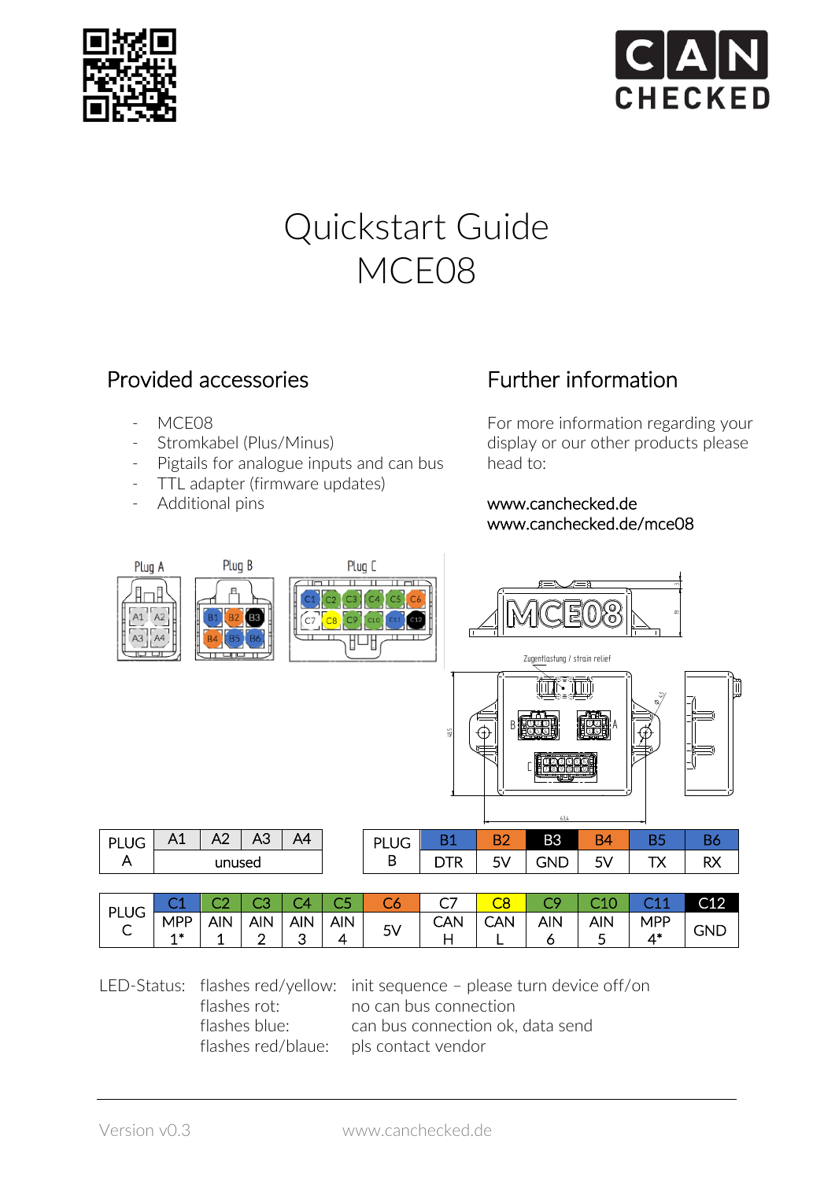# Quickstart Guide
# MCE08

## Provided accessories

- MCE08
- Stromkabel (Plus/Minus)
- Pigtails for analogue inputs and can bus
- TTL adapter (firmware updates)
- Additional pins

## Further information

For more information regarding your display or our other products please head to:

www.canchecked.de
www.canchecked.de/mce08

| PLUG A | A1 | A2 | A3 | A4 |
|---|---|---|---|---|
| | unused | | | |

| PLUG B | B1 | B2 | B3 | B4 | B5 | B6 |
|---|---|---|---|---|---|---|
| | DTR | 5V | GND | 5V | TX | RX |

| PLUG C | C1 | C2 | C3 | C4 | C5 | C6 | C7 | C8 | C9 | C10 | C11 | C12 |
|---|---|---|---|---|---|---|---|---|---|---|---|---|
| | MPP 1* | AIN 1 | AIN 2 | AIN 3 | AIN 4 | 5V | CAN H | CAN L | AIN 6 | AIN 5 | MPP 4* | GND |

LED-Status:

| | |
|---|---|
| flashes red/yellow: | init sequence – please turn device off/on |
| flashes rot: | no can bus connection |
| flashes blue: | can bus connection ok, data send |
| flashes red/blaue: | pls contact vendor |

Version v0.3 www.canchecked.de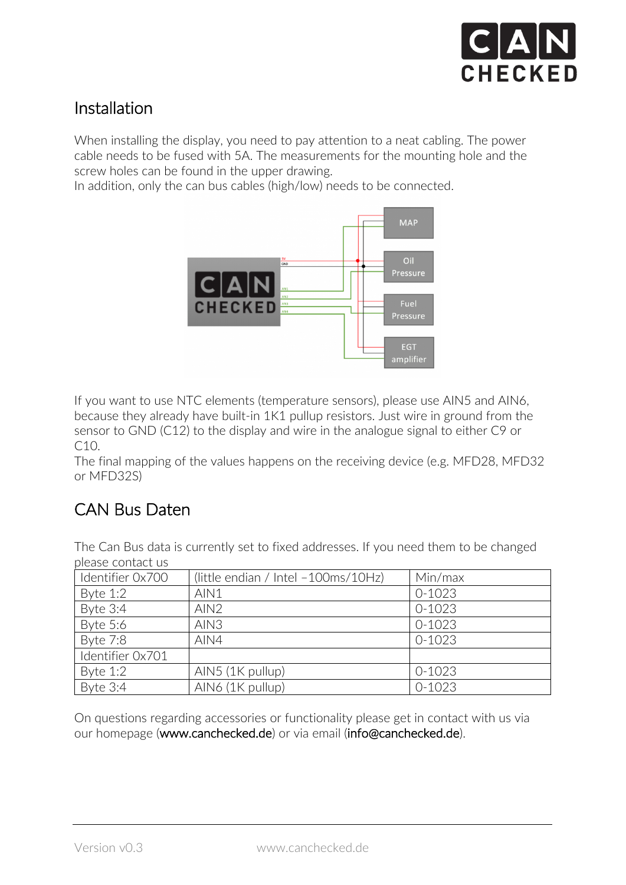## Installation

When installing the display, you need to pay attention to a neat cabling. The power cable needs to be fused with 5A. The measurements for the mounting hole and the screw holes can be found in the upper drawing.
In addition, only the can bus cables (high/low) needs to be connected.

CAN CHECKED
5V
GND
AIN1
AIN2
AIN3
AIN4
MAP
Oil Pressure
Fuel Pressure
EGT amplifier

If you want to use NTC elements (temperature sensors), please use AIN5 and AIN6, because they already have built-in 1K1 pullup resistors. Just wire in ground from the sensor to GND (C12) to the display and wire in the analogue signal to either C9 or C10.
The final mapping of the values happens on the receiving device (e.g. MFD28, MFD32 or MFD32S)

## CAN Bus Daten

The Can Bus data is currently set to fixed addresses. If you need them to be changed please contact us

| Identifier 0x700 | (little endian / Intel –100ms/10Hz) | Min/max |
|---|---|---|
| Byte 1:2 | AIN1 | 0-1023 |
| Byte 3:4 | AIN2 | 0-1023 |
| Byte 5:6 | AIN3 | 0-1023 |
| Byte 7:8 | AIN4 | 0-1023 |
| Identifier 0x701 | | |
| Byte 1:2 | AIN5 (1K pullup) | 0-1023 |
| Byte 3:4 | AIN6 (1K pullup) | 0-1023 |

On questions regarding accessories or functionality please get in contact with us via our homepage (www.canchecked.de) or via email (info@canchecked.de).